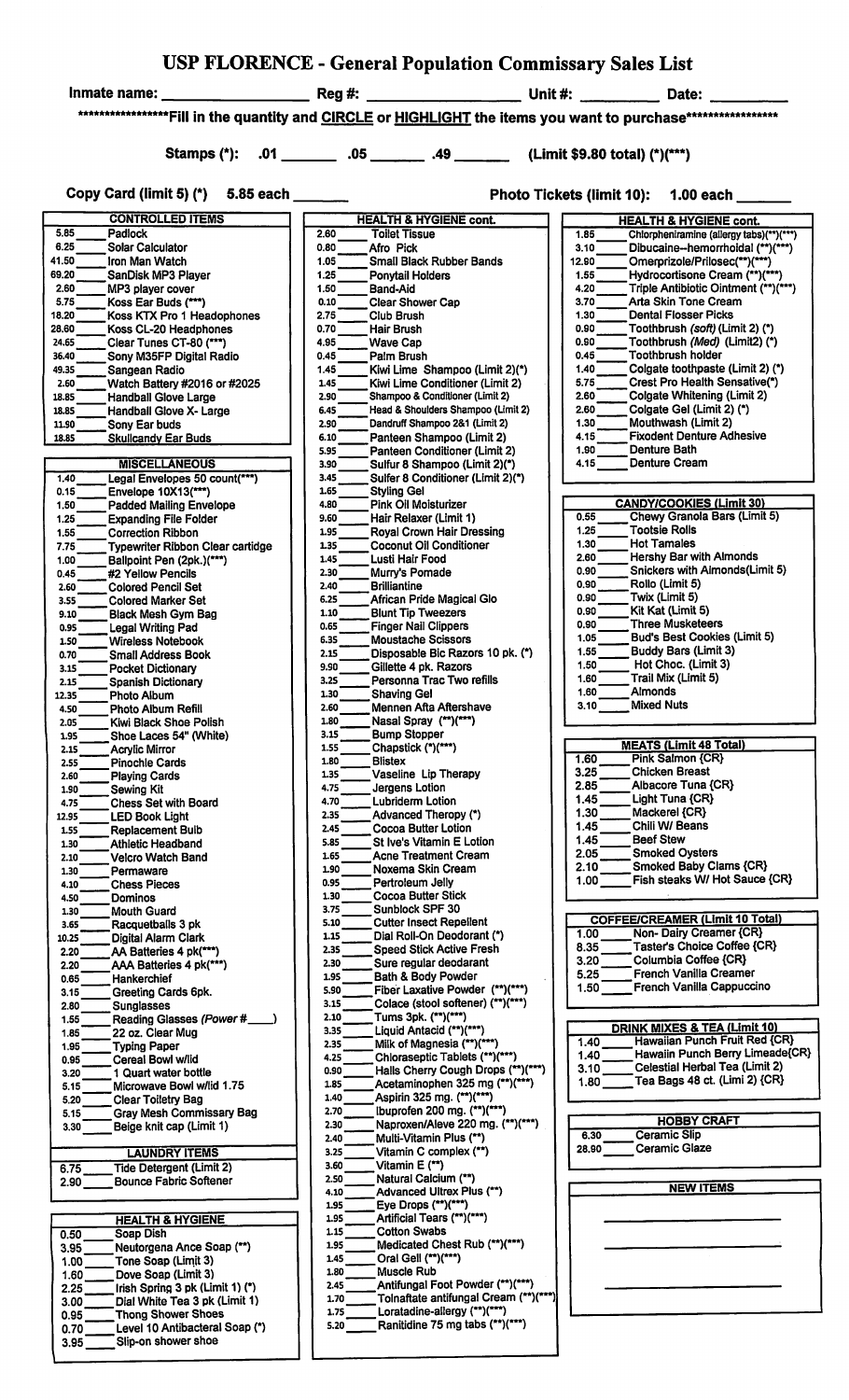# USP FLORENCE - General Population Commissary Sales List

Inmate name: ________________ Reg #: ________________ Unit #: __________ Date: __________

******************Fill in the quantity and CIRCLE or HIGHLIGHT the items you want to purchase******************

Stamps (*): .01 ______ .05 ______ .49 ______ (Limit $9.80 total) (*)(***)

Copy Card (limit 5) (*) 5.85 each ______

Photo Tickets (limit 10): 1.00 each ______

## CONTROLLED ITEMS

| Price | Item |
|---|---|
| 5.85 | Padlock |
| 6.25 | Solar Calculator |
| 41.50 | Iron Man Watch |
| 69.20 | SanDisk MP3 Player |
| 2.60 | MP3 player cover |
| 5.75 | Koss Ear Buds (***) |
| 18.20 | Koss KTX Pro 1 Headophones |
| 28.60 | Koss CL-20 Headphones |
| 24.65 | Clear Tunes CT-80 (***) |
| 36.40 | Sony M35FP Digital Radio |
| 49.35 | Sangean Radio |
| 2.60 | Watch Battery #2016 or #2025 |
| 18.85 | Handball Glove Large |
| 18.85 | Handball Glove X- Large |
| 11.90 | Sony Ear buds |
| 18.85 | Skullcandy Ear Buds |

## MISCELLANEOUS

| Price | Item |
|---|---|
| 1.40 | Legal Envelopes 50 count(***) |
| 0.15 | Envelope 10X13(***) |
| 1.50 | Padded Mailing Envelope |
| 1.25 | Expanding File Folder |
| 1.55 | Correction Ribbon |
| 7.75 | Typewriter Ribbon Clear cartidge |
| 1.00 | Ballpoint Pen (2pk.)(***) |
| 0.45 | #2 Yellow Pencils |
| 2.60 | Colored Pencil Set |
| 3.55 | Colored Marker Set |
| 9.10 | Black Mesh Gym Bag |
| 0.95 | Legal Writing Pad |
| 1.50 | Wireless Notebook |
| 0.70 | Small Address Book |
| 3.15 | Pocket Dictionary |
| 2.15 | Spanish Dictionary |
| 12.35 | Photo Album |
| 4.50 | Photo Album Refill |
| 2.05 | Kiwi Black Shoe Polish |
| 1.95 | Shoe Laces 54" (White) |
| 2.15 | Acrylic Mirror |
| 2.55 | Pinochle Cards |
| 2.60 | Playing Cards |
| 1.90 | Sewing Kit |
| 4.75 | Chess Set with Board |
| 12.95 | LED Book Light |
| 1.55 | Replacement Bulb |
| 1.30 | Athletic Headband |
| 2.10 | Velcro Watch Band |
| 1.30 | Permaware |
| 4.10 | Chess Pieces |
| 4.50 | Dominos |
| 1.30 | Mouth Guard |
| 3.65 | Racquetballs 3 pk |
| 10.25 | Digital Alarm Clark |
| 2.20 | AA Batteries 4 pk(***) |
| 2.20 | AAA Batteries 4 pk(***) |
| 0.65 | Hankerchief |
| 3.15 | Greeting Cards 6pk. |
| 2.80 | Sunglasses |
| 1.55 | Reading Glasses (*Power #____*) |
| 1.85 | 22 oz. Clear Mug |
| 1.95 | Typing Paper |
| 0.95 | Cereal Bowl w/lid |
| 3.20 | 1 Quart water bottle |
| 5.15 | Microwave Bowl w/lid 1.75 |
| 5.20 | Clear Toiletry Bag |
| 5.15 | Gray Mesh Commissary Bag |
| 3.30 | Beige knit cap (Limit 1) |

## LAUNDRY ITEMS

| Price | Item |
|---|---|
| 6.75 | Tide Detergent (Limit 2) |
| 2.90 | Bounce Fabric Softener |

## HEALTH & HYGIENE

| Price | Item |
|---|---|
| 0.50 | Soap Dish |
| 3.95 | Neutorgena Ance Soap (**) |
| 1.00 | Tone Soap (Limit 3) |
| 1.60 | Dove Soap (Limit 3) |
| 2.25 | Irish Spring 3 pk (Limit 1) (*) |
| 3.00 | Dial White Tea 3 pk (Limit 1) |
| 0.95 | Thong Shower Shoes |
| 0.70 | Level 10 Antibacteral Soap (*) |
| 3.95 | Slip-on shower shoe |

## HEALTH & HYGIENE cont.

| Price | Item |
|---|---|
| 2.60 | Toilet Tissue |
| 0.80 | Afro Pick |
| 1.05 | Small Black Rubber Bands |
| 1.25 | Ponytail Holders |
| 1.50 | Band-Aid |
| 0.10 | Clear Shower Cap |
| 2.75 | Club Brush |
| 0.70 | Hair Brush |
| 4.95 | Wave Cap |
| 0.45 | Palm Brush |
| 1.45 | Kiwi Lime Shampoo (Limit 2)(*) |
| 1.45 | Kiwi Lime Conditioner (Limit 2) |
| 2.90 | Shampoo & Conditioner (Limit 2) |
| 6.45 | Head & Shoulders Shampoo (Limit 2) |
| 2.90 | Dandruff Shampoo 2&1 (Limit 2) |
| 6.10 | Panteen Shampoo (Limit 2) |
| 5.95 | Panteen Conditioner (Limit 2) |
| 3.90 | Sulfur 8 Shampoo (Limit 2)(*) |
| 3.45 | Sulfer 8 Conditioner (Limit 2)(*) |
| 1.65 | Styling Gel |
| 4.80 | Pink Oil Moisturizer |
| 9.60 | Hair Relaxer (Limit 1) |
| 1.95 | Royal Crown Hair Dressing |
| 1.35 | Coconut Oil Conditioner |
| 1.45 | Lusti Hair Food |
| 2.30 | Murry's Pomade |
| 2.40 | Brilliantine |
| 6.25 | African Pride Magical Glo |
| 1.10 | Blunt Tip Tweezers |
| 0.65 | Finger Nail Clippers |
| 6.35 | Moustache Scissors |
| 2.15 | Disposable Bic Razors 10 pk. (*) |
| 9.50 | Gillette 4 pk. Razors |
| 3.25 | Personna Trac Two refills |
| 1.30 | Shaving Gel |
| 2.60 | Mennen Afta Aftershave |
| 1.80 | Nasal Spray (**)(***) |
| 3.15 | Bump Stopper |
| 1.55 | Chapstick (*)(***) |
| 1.80 | Blistex |
| 1.35 | Vaseline Lip Therapy |
| 4.75 | Jergens Lotion |
| 4.70 | Lubriderm Lotion |
| 2.35 | Advanced Theropy (*) |
| 2.45 | Cocoa Butter Lotion |
| 5.85 | St Ive's Vitamin E Lotion |
| 1.65 | Acne Treatment Cream |
| 1.90 | Noxema Skin Cream |
| 0.95 | Petroleum Jelly |
| 1.30 | Cocoa Butter Stick |
| 3.75 | Sunblock SPF 30 |
| 5.10 | Cutter Insect Repellent |
| 1.15 | Dial Roll-On Deodorant (*) |
| 2.35 | Speed Stick Active Fresh |
| 2.30 | Sure regular deodarant |
| 1.95 | Bath & Body Powder |
| 5.90 | Fiber Laxative Powder (**)(***) |
| 3.15 | Colace (stool softener) (**)(***) |
| 2.10 | Tums 3pk. (**)(***) |
| 3.35 | Liquid Antacid (**)(***) |
| 2.35 | Milk of Magnesia (**)(***) |
| 4.25 | Chloraseptic Tablets (**)(***) |
| 0.90 | Halls Cherry Cough Drops (**)(***) |
| 1.85 | Acetaminophen 325 mg (**)(***) |
| 1.40 | Aspirin 325 mg. (**)(***) |
| 2.70 | Ibuprofen 200 mg. (**)(***) |
| 2.30 | Naproxen/Aleve 220 mg. (**)(***) |
| 2.40 | Multi-Vitamin Plus (**) |
| 3.25 | Vitamin C complex (**) |
| 3.60 | Vitamin E (**) |
| 2.50 | Natural Calcium (**) |
| 4.10 | Advanced Ultrex Plus (**) |
| 1.95 | Eye Drops (**)(***) |
| 1.95 | Artificial Tears (**)(***) |
| 1.15 | Cotton Swabs |
| 1.95 | Medicated Chest Rub (**)(***) |
| 1.45 | Oral Gell (**)(***) |
| 1.80 | Muscle Rub |
| 2.45 | Antifungal Foot Powder (**)(***) |
| 1.70 | Tolnaftate antifungal Cream (**)(***) |
| 1.75 | Loratadine-allergy (**)(***) |
| 5.20 | Ranitidine 75 mg tabs (**)(***) |

## HEALTH & HYGIENE cont.

| Price | Item |
|---|---|
| 1.85 | Chlorpheniramine (allergy tabs)(**)(***) |
| 3.10 | Dibucaine--hemorrhoidal (**)(***) |
| 12.80 | Omerprizole/Prilosec(**)(***) |
| 1.55 | Hydrocortisone Cream (**)(***) |
| 4.20 | Triple Antibiotic Ointment (**)(***) |
| 3.70 | Arta Skin Tone Cream |
| 1.30 | Dental Flosser Picks |
| 0.90 | Toothbrush (*soft*) (Limit 2) (*) |
| 0.90 | Toothbrush (*Med*) (Limit2) (*) |
| 0.45 | Toothbrush holder |
| 1.40 | Colgate toothpaste (Limit 2) (*) |
| 5.75 | Crest Pro Health Sensative(*) |
| 2.60 | Colgate Whitening (Limit 2) |
| 2.60 | Colgate Gel (Limit 2) (*) |
| 1.30 | Mouthwash (Limit 2) |
| 4.15 | Fixodent Denture Adhesive |
| 1.90 | Denture Bath |
| 4.15 | Denture Cream |

## CANDY/COOKIES (Limit 30)

| Price | Item |
|---|---|
| 0.55 | Chewy Granola Bars (Limit 5) |
| 1.25 | Tootsie Rolls |
| 1.30 | Hot Tamales |
| 2.60 | Hershy Bar with Almonds |
| 0.90 | Snickers with Almonds(Limit 5) |
| 0.90 | Rollo (Limit 5) |
| 0.90 | Twix (Limit 5) |
| 0.90 | Kit Kat (Limit 5) |
| 0.90 | Three Musketeers |
| 1.05 | Bud's Best Cookies (Limit 5) |
| 1.55 | Buddy Bars (Limit 3) |
| 1.50 | Hot Choc. (Limit 3) |
| 1.60 | Trail Mix (Limit 5) |
| 1.60 | Almonds |
| 3.10 | Mixed Nuts |

## MEATS (Limit 48 Total)

| Price | Item |
|---|---|
| 1.60 | Pink Salmon {CR} |
| 3.25 | Chicken Breast |
| 2.85 | Albacore Tuna {CR} |
| 1.45 | Light Tuna {CR} |
| 1.30 | Mackerel {CR} |
| 1.45 | Chili W/ Beans |
| 1.45 | Beef Stew |
| 2.05 | Smoked Oysters |
| 2.10 | Smoked Baby Clams {CR} |
| 1.00 | Fish steaks W/ Hot Sauce {CR} |

## COFFEE/CREAMER (Limit 10 Total)

| Price | Item |
|---|---|
| 1.00 | Non- Dairy Creamer {CR} |
| 8.35 | Taster's Choice Coffee {CR} |
| 3.20 | Columbia Coffee {CR} |
| 5.25 | French Vanilla Creamer |
| 1.50 | French Vanilla Cappuccino |

## DRINK MIXES & TEA (Limit 10)

| Price | Item |
|---|---|
| 1.40 | Hawaiian Punch Fruit Red {CR} |
| 1.40 | Hawaiin Punch Berry Limeade{CR} |
| 3.10 | Celestial Herbal Tea (Limit 2) |
| 1.80 | Tea Bags 48 ct. (Limi 2) {CR} |

## HOBBY CRAFT

| Price | Item |
|---|---|
| 6.30 | Ceramic Slip |
| 28.90 | Ceramic Glaze |

## NEW ITEMS

________________

________________

________________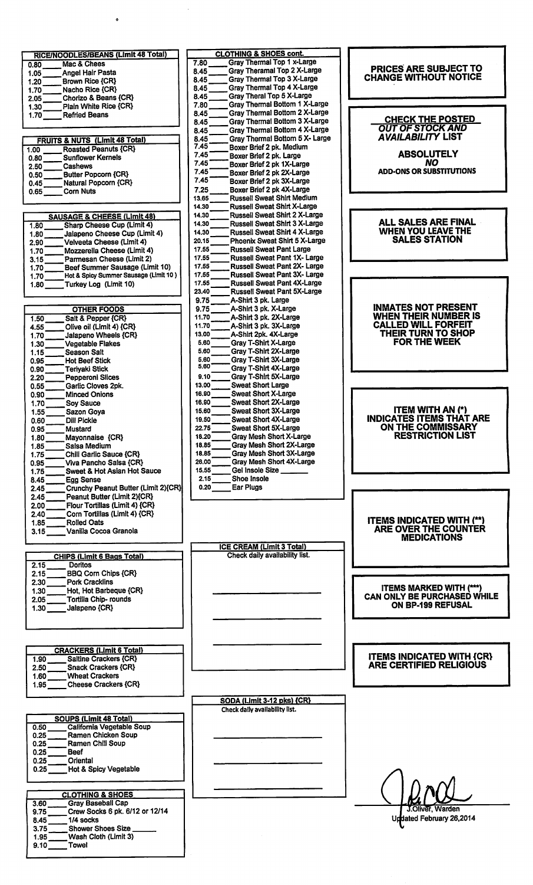## RICE/NOODLES/BEANS (Limit 48 Total)

| Price | Item |
|---|---|
| 0.80 | Mac & Cheese |
| 1.05 | Angel Hair Pasta |
| 1.20 | Brown Rice {CR} |
| 1.70 | Nacho Rice {CR} |
| 2.05 | Chorizo & Beans {CR} |
| 1.30 | Plain White Rice {CR} |
| 1.70 | Refried Beans |

## FRUITS & NUTS (Limit 48 Total)

| Price | Item |
|---|---|
| 1.00 | Roasted Peanuts {CR} |
| 0.80 | Sunflower Kernels |
| 2.50 | Cashews |
| 0.50 | Butter Popcorn {CR} |
| 0.45 | Natural Popcorn {CR} |
| 0.65 | Corn Nuts |

## SAUSAGE & CHEESE (Limit 48)

| Price | Item |
|---|---|
| 1.80 | Sharp Cheese Cup (Limit 4) |
| 1.80 | Jalapeno Cheese Cup (Limit 4) |
| 2.90 | Velveeta Cheese (Limit 4) |
| 1.70 | Mozzerella Cheese (Limit 4) |
| 3.15 | Parmesan Cheese (Limit 2) |
| 1.70 | Beef Summer Sausage (Limit 10) |
| 1.70 | Hot & Spicy Summer Sausage (Limit 10 ) |
| 1.80 | Turkey Log (Limit 10) |

## OTHER FOODS

| Price | Item |
|---|---|
| 1.50 | Salt & Pepper {CR} |
| 4.55 | Olive oil (Limit 4) {CR} |
| 1.70 | Jalapeno Wheels {CR} |
| 1.30 | Vegetable Flakes |
| 1.15 | Season Salt |
| 0.95 | Hot Beef Stick |
| 0.90 | Teriyaki Stick |
| 2.20 | Pepperoni Slices |
| 0.55 | Garlic Cloves 2pk. |
| 0.90 | Minced Onions |
| 1.70 | Soy Sauce |
| 1.55 | Sazon Goya |
| 0.60 | Dill Pickle |
| 0.95 | Mustard |
| 1.80 | Mayonnaise {CR} |
| 1.85 | Salsa Medium |
| 1.75 | Chili Garlic Sauce {CR} |
| 0.95 | Viva Pancho Salsa {CR} |
| 1.75 | Sweet & Hot Asian Hot Sauce |
| 8.45 | Egg Sense |
| 2.45 | Crunchy Peanut Butter (Limit 2){CR} |
| 2.45 | Peanut Butter (Limit 2){CR} |
| 2.00 | Flour Tortillas (Limit 4) {CR} |
| 2.40 | Corn Tortillas (Limit 4) {CR} |
| 1.85 | Rolled Oats |
| 3.15 | Vanilla Cocoa Granola |

## CHIPS (Limit 6 Bags Total)

| Price | Item |
|---|---|
| 2.15 | Doritos |
| 2.15 | BBQ Corn Chips {CR} |
| 2.30 | Pork Cracklins |
| 1.30 | Hot, Hot Barbeque {CR} |
| 2.05 | Tortilla Chip- rounds |
| 1.30 | Jalapeno {CR} |

## CRACKERS (Limit 6 Total)

| Price | Item |
|---|---|
| 1.90 | Saltine Crackers {CR} |
| 2.50 | Snack Crackers {CR} |
| 1.60 | Wheat Crackers |
| 1.95 | Cheese Crackers {CR} |

## SOUPS (Limit 48 Total)

| Price | Item |
|---|---|
| 0.50 | California Vegetable Soup |
| 0.25 | Ramen Chicken Soup |
| 0.25 | Ramen Chili Soup |
| 0.25 | Beef |
| 0.25 | Oriental |
| 0.25 | Hot & Spicy Vegetable |

## CLOTHING & SHOES

| Price | Item |
|---|---|
| 3.60 | Gray Baseball Cap |
| 9.75 | Crew Socks 6 pk. 6/12 or 12/14 |
| 8.45 | 1/4 socks |
| 3.75 | Shower Shoes Size ______ |
| 1.95 | Wash Cloth (Limit 3) |
| 9.10 | Towel |

## CLOTHING & SHOES cont.

| Price | Item |
|---|---|
| 7.80 | Gray Thermal Top 1 x-Large |
| 8.45 | Gray Theramal Top 2 X-Large |
| 8.45 | Gray Thermal Top 3 X-Large |
| 8.45 | Gray Thermal Top 4 X-Large |
| 8.45 | Gray Theral Top 5 X-Large |
| 7.80 | Gray Thermal Bottom 1 X-Large |
| 8.45 | Gray Thermal Bottom 2 X-Large |
| 8.45 | Gray Thermal Bottom 3 X-Large |
| 8.45 | Gray Thermal Bottom 4 X-Large |
| 8.45 | Gray Thermal Bottom 5 X- Large |
| 7.45 | Boxer Brief 2 pk. Medium |
| 7.45 | Boxer Brief 2 pk. Large |
| 7.45 | Boxer Brief 2 pk 1X-Large |
| 7.45 | Boxer Brief 2 pk 2X-Large |
| 7.45 | Boxer Brief 2 pk 3X-Large |
| 7.25 | Boxer Brief 2 pk 4X-Large |
| 13.65 | Russell Sweat Shirt Medium |
| 14.30 | Russell Sweat Shirt X-Large |
| 14.30 | Russell Sweat Shirt 2 X-Large |
| 14.30 | Russell Sweat Shirt 3 X-Large |
| 14.30 | Russell Sweat Shirt 4 X-Large |
| 20.15 | Phoenix Sweat Shirt 5 X-Large |
| 17.55 | Russell Sweat Pant Large |
| 17.55 | Russell Sweat Pant 1X- Large |
| 17.55 | Russell Sweat Pant 2X- Large |
| 17.55 | Russell Sweat Pant 3X- Large |
| 17.55 | Russell Sweat Pant 4X-Large |
| 23.40 | Russell Sweat Pant 5X-Large |
| 9.75 | A-Shirt 3 pk. Large |
| 9.75 | A-Shirt 3 pk. X-Large |
| 11.70 | A-Shirt 3 pk. 2X-Large |
| 11.70 | A-Shirt 3 pk. 3X-Large |
| 13.00 | A-Shirt 2pk. 4X-Large |
| 5.60 | Gray T-Shirt X-Large |
| 5.60 | Gray T-Shirt 2X-Large |
| 5.60 | Gray T-Shirt 3X-Large |
| 5.60 | Gray T-Shirt 4X-Large |
| 9.10 | Gray T-Shirt 5X-Large |
| 13.00 | Sweat Short Large |
| 16.90 | Sweat Short X-Large |
| 16.90 | Sweat Short 2X-Large |
| 15.60 | Sweat Short 3X-Large |
| 19.50 | Sweat Short 4X-Large |
| 22.75 | Sweat Short 5X-Large |
| 18.20 | Gray Mesh Short X-Large |
| 18.85 | Gray Mesh Short 2X-Large |
| 18.85 | Gray Mesh Short 3X-Large |
| 26.00 | Gray Mesh Short 4X-Large |
| 15.55 | Gel Insole Size ______ |
| 2.15 | Shoe Insole |
| 0.20 | Ear Plugs |

## ICE CREAM (Limit 3 Total)

Check daily availability list.

## SODA (Limit 3-12 pks) {CR}

Check daily availability list.

---

**PRICES ARE SUBJECT TO CHANGE WITHOUT NOTICE**

**CHECK THE POSTED *OUT OF STOCK AND AVAILABILITY* LIST**

**ABSOLUTELY *NO* ADD-ONS OR SUBSTITUTIONS**

**ALL SALES ARE FINAL WHEN YOU LEAVE THE SALES STATION**

**INMATES NOT PRESENT WHEN THEIR NUMBER IS CALLED WILL FORFEIT THEIR TURN TO SHOP FOR THE WEEK**

**ITEM WITH AN (*) INDICATES ITEMS THAT ARE ON THE COMMISSARY RESTRICTION LIST**

**ITEMS INDICATED WITH (**) ARE OVER THE COUNTER MEDICATIONS**

**ITEMS MARKED WITH (***) CAN ONLY BE PURCHASED WHILE ON BP-199 REFUSAL**

**ITEMS INDICATED WITH {CR} ARE CERTIFIED RELIGIOUS**

J.Oliver, Warden

Updated February 26,2014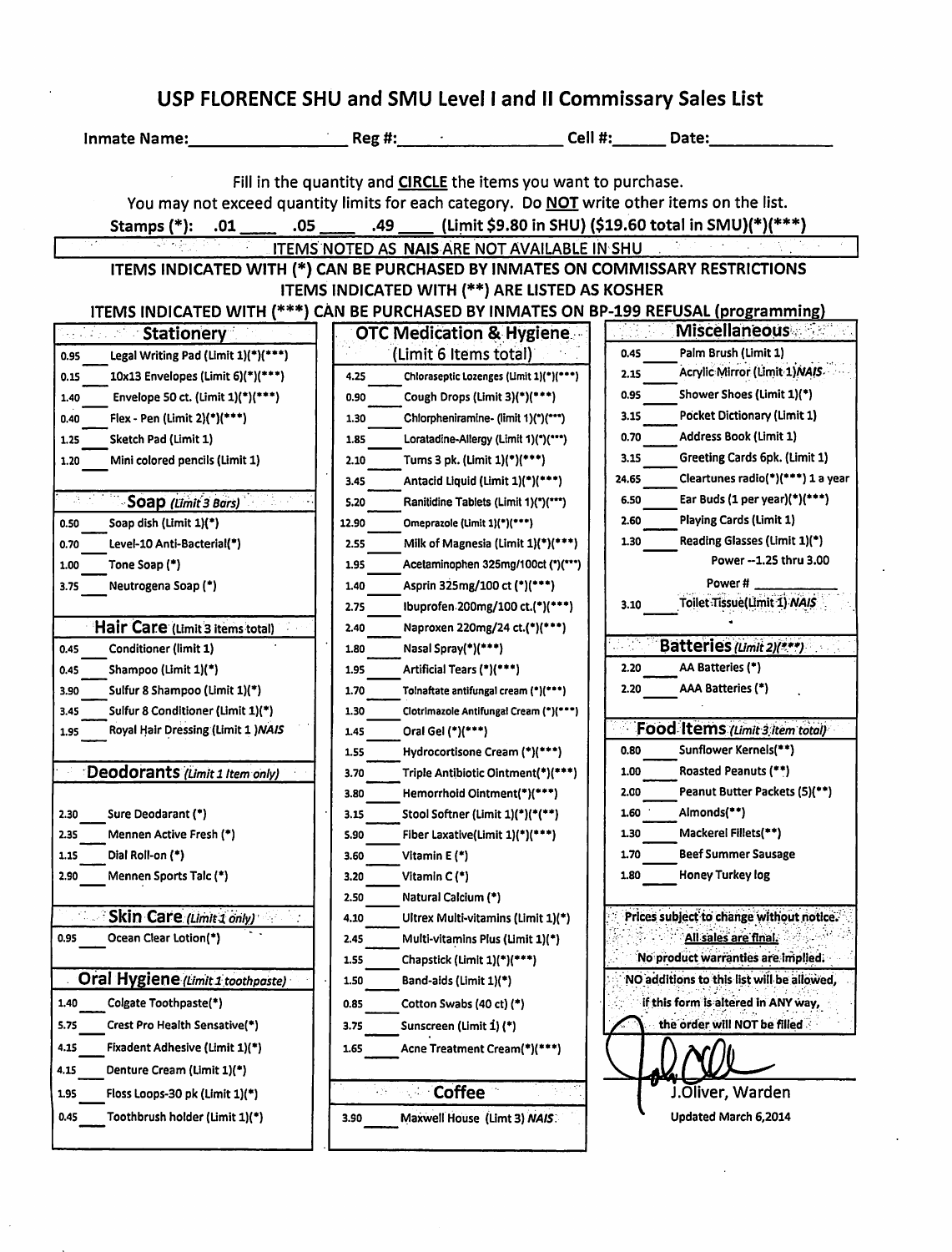# USP FLORENCE SHU and SMU Level I and II Commissary Sales List

Inmate Name:________________ Reg #:________________ Cell #:______ Date:______________

Fill in the quantity and **CIRCLE** the items you want to purchase.

You may not exceed quantity limits for each category. Do **NOT** write other items on the list.

**Stamps (*): .01 ____ .05 ____ .49 ____ (Limit $9.80 in SHU) ($19.60 total in SMU)(*)(***)**

**ITEMS NOTED AS NAIS ARE NOT AVAILABLE IN SHU**

**ITEMS INDICATED WITH (*) CAN BE PURCHASED BY INMATES ON COMMISSARY RESTRICTIONS**

**ITEMS INDICATED WITH (**) ARE LISTED AS KOSHER**

**ITEMS INDICATED WITH (***) CAN BE PURCHASED BY INMATES ON BP-199 REFUSAL (programming)**

## Stationery

| Price | Item |
|---|---|
| 0.95 | Legal Writing Pad (Limit 1)(*)(***) |
| 0.15 | 10x13 Envelopes (Limit 6)(*)(***) |
| 1.40 | Envelope 50 ct. (Limit 1)(*)(***) |
| 0.40 | Flex - Pen (Limit 2)(*)(***) |
| 1.25 | Sketch Pad (Limit 1) |
| 1.20 | Mini colored pencils (Limit 1) |

## Soap (Limit 3 Bars)

| Price | Item |
|---|---|
| 0.50 | Soap dish (Limit 1)(*) |
| 0.70 | Level-10 Anti-Bacterial(*) |
| 1.00 | Tone Soap (*) |
| 3.75 | Neutrogena Soap (*) |

## Hair Care (Limit 3 items total)

| Price | Item |
|---|---|
| 0.45 | Conditioner (limit 1) |
| 0.45 | Shampoo (Limit 1)(*) |
| 3.90 | Sulfur 8 Shampoo (Limit 1)(*) |
| 3.45 | Sulfur 8 Conditioner (Limit 1)(*) |
| 1.95 | Royal Hair Dressing (Limit 1 )NAIS |

## Deodorants (Limit 1 item only)

| Price | Item |
|---|---|
| 2.30 | Sure Deodarant (*) |
| 2.35 | Mennen Active Fresh (*) |
| 1.15 | Dial Roll-on (*) |
| 2.90 | Mennen Sports Talc (*) |

## Skin Care (Limit 1 only)

| Price | Item |
|---|---|
| 0.95 | Ocean Clear Lotion(*) |

## Oral Hygiene (Limit 1 toothpaste)

| Price | Item |
|---|---|
| 1.40 | Colgate Toothpaste(*) |
| 5.75 | Crest Pro Health Sensative(*) |
| 4.15 | Fixadent Adhesive (Limit 1)(*) |
| 4.15 | Denture Cream (Limit 1)(*) |
| 1.95 | Floss Loops-30 pk (Limit 1)(*) |
| 0.45 | Toothbrush holder (Limit 1)(*) |

## OTC Medication & Hygiene (Limit 6 Items total)

| Price | Item |
|---|---|
| 4.25 | Chloraseptic Lozenges (Limit 1)(*)(***) |
| 0.90 | Cough Drops (Limit 3)(*)(***) |
| 1.30 | Chlorpheniramine- (limit 1)(*)(***) |
| 1.85 | Loratadine-Allergy (Limit 1)(*)(***) |
| 2.10 | Tums 3 pk. (Limit 1)(*)(***) |
| 3.45 | Antacid Liquid (Limit 1)(*)(***) |
| 5.20 | Ranitidine Tablets (Limit 1)(*)(***) |
| 12.90 | Omeprazole (Limit 1)(*)(***) |
| 2.55 | Milk of Magnesia (Limit 1)(*)(***) |
| 1.95 | Acetaminophen 325mg/100ct (*)(***) |
| 1.40 | Asprin 325mg/100 ct (*)(***) |
| 2.75 | Ibuprofen 200mg/100 ct.(*)(***) |
| 2.40 | Naproxen 220mg/24 ct.(*)(***) |
| 1.80 | Nasal Spray(*)(***) |
| 1.95 | Artificial Tears (*)(***) |
| 1.70 | Tolnaftate antifungal cream (*)(***) |
| 1.30 | Clotrimazole Antifungal Cream (*)(***) |
| 1.45 | Oral Gel (*)(***) |
| 1.55 | Hydrocortisone Cream (*)(***) |
| 3.70 | Triple Antibiotic Ointment(*)(***) |
| 3.80 | Hemorrhoid Ointment(*)(***) |
| 3.15 | Stool Softner (Limit 1)(*)(**) |
| 5.90 | Fiber Laxative(Limit 1)(*)(***) |
| 3.60 | Vitamin E (*) |
| 3.20 | Vitamin C (*) |
| 2.50 | Natural Calcium (*) |
| 4.10 | Ultrex Multi-vitamins (Limit 1)(*) |
| 2.45 | Multi-vitamins Plus (Limit 1)(*) |
| 1.55 | Chapstick (Limit 1)(*)(***) |
| 1.50 | Band-aids (Limit 1)(*) |
| 0.85 | Cotton Swabs (40 ct) (*) |
| 3.75 | Sunscreen (Limit 1) (*) |
| 1.65 | Acne Treatment Cream(*)(***) |

## Coffee

| Price | Item |
|---|---|
| 3.90 | Maxwell House (Limt 3) NAIS |

## Miscellaneous

| Price | Item |
|---|---|
| 0.45 | Palm Brush (Limit 1) |
| 2.15 | Acrylic Mirror (Limit 1)NAIS |
| 0.95 | Shower Shoes (Limit 1)(*) |
| 3.15 | Pocket Dictionary (Limit 1) |
| 0.70 | Address Book (Limit 1) |
| 3.15 | Greeting Cards 6pk. (Limit 1) |
| 24.65 | Cleartunes radio(*)(***) 1 a year |
| 6.50 | Ear Buds (1 per year)(*)(***) |
| 2.60 | Playing Cards (Limit 1) |
| 1.30 | Reading Glasses (Limit 1)(*) Power --1.25 thru 3.00 Power # ________ |
| 3.10 | Toilet Tissue(Limit 1) NAIS |

## Batteries (Limit 2)(***)

| Price | Item |
|---|---|
| 2.20 | AA Batteries (*) |
| 2.20 | AAA Batteries (*) |

## Food Items (Limit 3 item total)

| Price | Item |
|---|---|
| 0.80 | Sunflower Kernels(**) |
| 1.00 | Roasted Peanuts (**) |
| 2.00 | Peanut Butter Packets (5)(**) |
| 1.60 | Almonds(**) |
| 1.30 | Mackerel Fillets(**) |
| 1.70 | Beef Summer Sausage |
| 1.80 | Honey Turkey log |

Prices subject to change without notice.

All sales are final.

No product warranties are implied.

NO additions to this list will be allowed, if this form is altered in ANY way, the order will NOT be filled

J.Oliver, Warden

Updated March 6,2014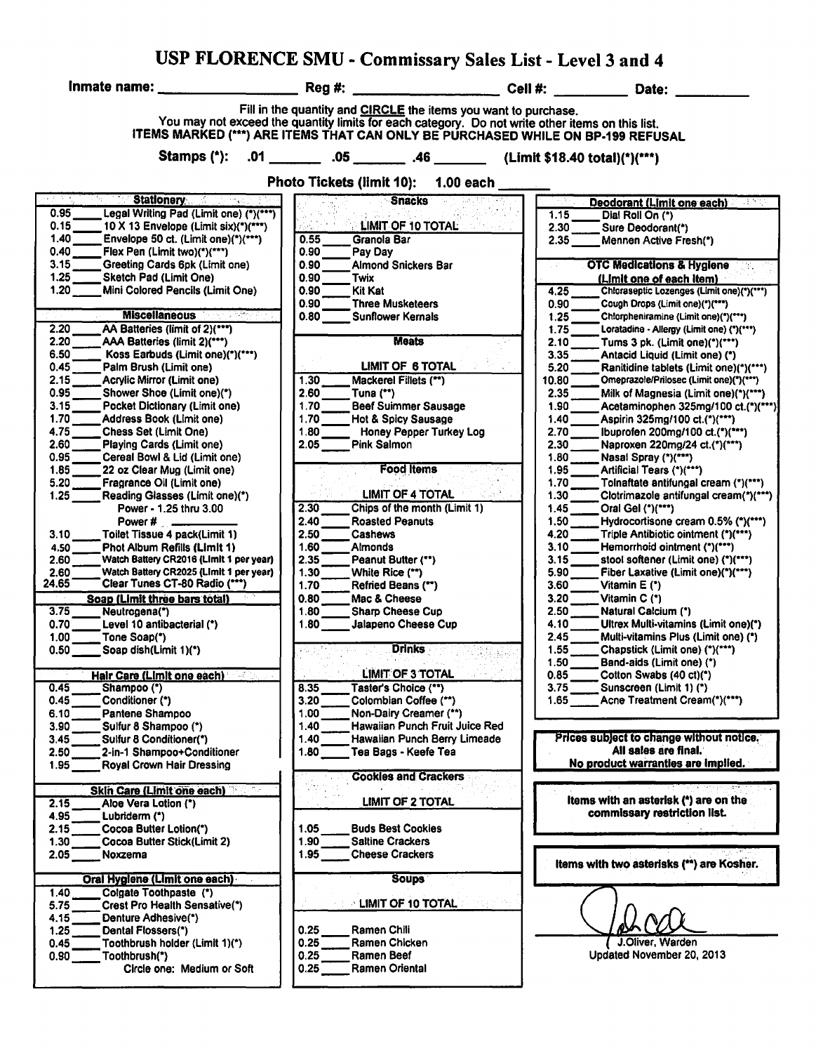# USP FLORENCE SMU - Commissary Sales List - Level 3 and 4

**Inmate name:** ________________ **Reg #:** ________________ **Cell #:** ________ **Date:** ________

Fill in the quantity and **CIRCLE** the items you want to purchase.
You may not exceed the quantity limits for each category. Do not write other items on this list.
**ITEMS MARKED (***) ARE ITEMS THAT CAN ONLY BE PURCHASED WHILE ON BP-199 REFUSAL**

**Stamps (*):** .01 ______ .05 ______ .46 ______ **(Limit $18.40 total)(*)(***)**

**Photo Tickets (limit 10): 1.00 each ______**

### Stationery

| Price | Item |
|---|---|
| 0.95 | Legal Writing Pad (Limit one) (*)(***) |
| 0.15 | 10 X 13 Envelope (Limit six)(*)(***) |
| 1.40 | Envelope 50 ct. (Limit one)(*)(***) |
| 0.40 | Flex Pen (Limit two)(*)(***) |
| 3.15 | Greeting Cards 6pk (Limit one) |
| 1.25 | Sketch Pad (Limit One) |
| 1.20 | Mini Colored Pencils (Limit One) |

### Miscellaneous

| Price | Item |
|---|---|
| 2.20 | AA Batteries (limit of 2)(***) |
| 2.20 | AAA Batteries (limit 2)(***) |
| 6.50 | Koss Earbuds (Limit one)(*)(***) |
| 0.45 | Palm Brush (Limit one) |
| 2.15 | Acrylic Mirror (Limit one) |
| 0.95 | Shower Shoe (Limit one)(*) |
| 3.15 | Pocket Dictionary (Limit one) |
| 1.70 | Address Book (Limit one) |
| 4.75 | Chess Set (Limit One) |
| 2.60 | Playing Cards (Limit one) |
| 0.95 | Cereal Bowl & Lid (Limit one) |
| 1.85 | 22 oz Clear Mug (Limit one) |
| 5.20 | Fragrance Oil (Limit one) |
| 1.25 | Reading Glasses (Limit one)(*) Power - 1.25 thru 3.00 Power # ______ |
| 3.10 | Toilet Tissue 4 pack(Limit 1) |
| 4.50 | Phot Album Refills (Limit 1) |
| 2.60 | Watch Battery CR2016 (Limit 1 per year) |
| 2.60 | Watch Battery CR2025 (Limit 1 per year) |
| 24.65 | Clear Tunes CT-80 Radio (***) |

### Soap (Limit three bars total)

| Price | Item |
|---|---|
| 3.75 | Neutrogena(*) |
| 0.70 | Level 10 antibacterial (*) |
| 1.00 | Tone Soap(*) |
| 0.50 | Soap dish(Limit 1)(*) |

### Hair Care (Limit one each)

| Price | Item |
|---|---|
| 0.45 | Shampoo (*) |
| 0.45 | Conditioner (*) |
| 6.10 | Pantene Shampoo |
| 3.90 | Sulfur 8 Shampoo (*) |
| 3.45 | Sulfur 8 Conditioner(*) |
| 2.50 | 2-in-1 Shampoo+Conditioner |
| 1.95 | Royal Crown Hair Dressing |

### Skin Care (Limit one each)

| Price | Item |
|---|---|
| 2.15 | Aloe Vera Lotion (*) |
| 4.95 | Lubriderm (*) |
| 2.15 | Cocoa Butter Lotion(*) |
| 1.30 | Cocoa Butter Stick(Limit 2) |
| 2.05 | Noxzema |

### Oral Hygiene (Limit one each)

| Price | Item |
|---|---|
| 1.40 | Colgate Toothpaste (*) |
| 5.75 | Crest Pro Health Sensative(*) |
| 4.15 | Denture Adhesive(*) |
| 1.25 | Dental Flossers(*) |
| 0.45 | Toothbrush holder (Limit 1)(*) |
| 0.90 | Toothbrush(*) Circle one: Medium or Soft |

### Snacks

LIMIT OF 10 TOTAL

| Price | Item |
|---|---|
| 0.55 | Granola Bar |
| 0.90 | Pay Day |
| 0.90 | Almond Snickers Bar |
| 0.90 | Twix |
| 0.90 | Kit Kat |
| 0.90 | Three Musketeers |
| 0.80 | Sunflower Kernals |

### Meats

LIMIT OF 6 TOTAL

| Price | Item |
|---|---|
| 1.30 | Mackerel Fillets (**) |
| 2.60 | Tuna (**) |
| 1.70 | Beef Summer Sausage |
| 1.70 | Hot & Spicy Sausage |
| 1.80 | Honey Pepper Turkey Log |
| 2.05 | Pink Salmon |

### Food Items

LIMIT OF 4 TOTAL

| Price | Item |
|---|---|
| 2.30 | Chips of the month (Limit 1) |
| 2.40 | Roasted Peanuts |
| 2.50 | Cashews |
| 1.60 | Almonds |
| 2.35 | Peanut Butter (**) |
| 1.30 | White Rice (**) |
| 1.70 | Refried Beans (**) |
| 0.80 | Mac & Cheese |
| 1.80 | Sharp Cheese Cup |
| 1.80 | Jalapeno Cheese Cup |

### Drinks

LIMIT OF 3 TOTAL

| Price | Item |
|---|---|
| 8.35 | Taster's Choice (**) |
| 3.20 | Colombian Coffee (**) |
| 1.00 | Non-Dairy Creamer (**) |
| 1.40 | Hawaiian Punch Fruit Juice Red |
| 1.40 | Hawaiian Punch Berry Limeade |
| 1.80 | Tea Bags - Keefe Tea |

### Cookies and Crackers

LIMIT OF 2 TOTAL

| Price | Item |
|---|---|
| 1.05 | Buds Best Cookies |
| 1.90 | Saltine Crackers |
| 1.95 | Cheese Crackers |

### Soups

LIMIT OF 10 TOTAL

| Price | Item |
|---|---|
| 0.25 | Ramen Chili |
| 0.25 | Ramen Chicken |
| 0.25 | Ramen Beef |
| 0.25 | Ramen Oriental |

### Deodorant (Limit one each)

| Price | Item |
|---|---|
| 1.15 | Dial Roll On (*) |
| 2.30 | Sure Deodorant(*) |
| 2.35 | Mennen Active Fresh(*) |

### OTC Medications & Hygiene (Limit one of each item)

| Price | Item |
|---|---|
| 4.25 | Chloraseptic Lozenges (Limit one)(*)(***) |
| 0.90 | Cough Drops (Limit one)(*)(***) |
| 1.25 | Chlorpheniramine (Limit one)(*)(***) |
| 1.75 | Loratadine - Allergy (Limit one) (*)(***) |
| 2.10 | Tums 3 pk. (Limit one)(*)(***) |
| 3.35 | Antacid Liquid (Limit one) (*) |
| 5.20 | Ranitidine tablets (Limit one)(*)(***) |
| 10.80 | Omeprazole/Prilosec (Limit one)(*)(***) |
| 2.35 | Milk of Magnesia (Limit one)(*)(***) |
| 1.90 | Acetaminophen 325mg/100 ct.(*)(***) |
| 1.40 | Aspirin 325mg/100 ct.(*)(***) |
| 2.70 | Ibuprofen 200mg/100 ct.(*)(***) |
| 2.30 | Naproxen 220mg/24 ct.(*)(***) |
| 1.80 | Nasal Spray (*)(***) |
| 1.95 | Artificial Tears (*)(***) |
| 1.70 | Tolnaftate antifungal cream (*)(***) |
| 1.30 | Clotrimazole antifungal cream(*)(***) |
| 1.45 | Oral Gel (*)(***) |
| 1.50 | Hydrocortisone cream 0.5% (*)(***) |
| 4.20 | Triple Antibiotic ointment (*)(***) |
| 3.10 | Hemorrhoid ointment (*)(***) |
| 3.15 | stool softener (Limit one) (*)(***) |
| 5.90 | Fiber Laxative (Limit one)(*)(***) |
| 3.60 | Vitamin E (*) |
| 3.20 | Vitamin C (*) |
| 2.50 | Natural Calcium (*) |
| 4.10 | Ultrex Multi-vitamins (Limit one)(*) |
| 2.45 | Multi-vitamins Plus (Limit one) (*) |
| 1.55 | Chapstick (Limit one) (*)(***) |
| 1.50 | Band-aids (Limit one) (*) |
| 0.85 | Cotton Swabs (40 ct)(*) |
| 3.75 | Sunscreen (Limit 1) (*) |
| 1.65 | Acne Treatment Cream(*)(***) |

**Prices subject to change without notice.**
**All sales are final.**
**No product warranties are implied.**

**Items with an asterisk (*) are on the commissary restriction list.**

**Items with two asterisks (**) are Kosher.**

J.Oliver, Warden
Updated November 20, 2013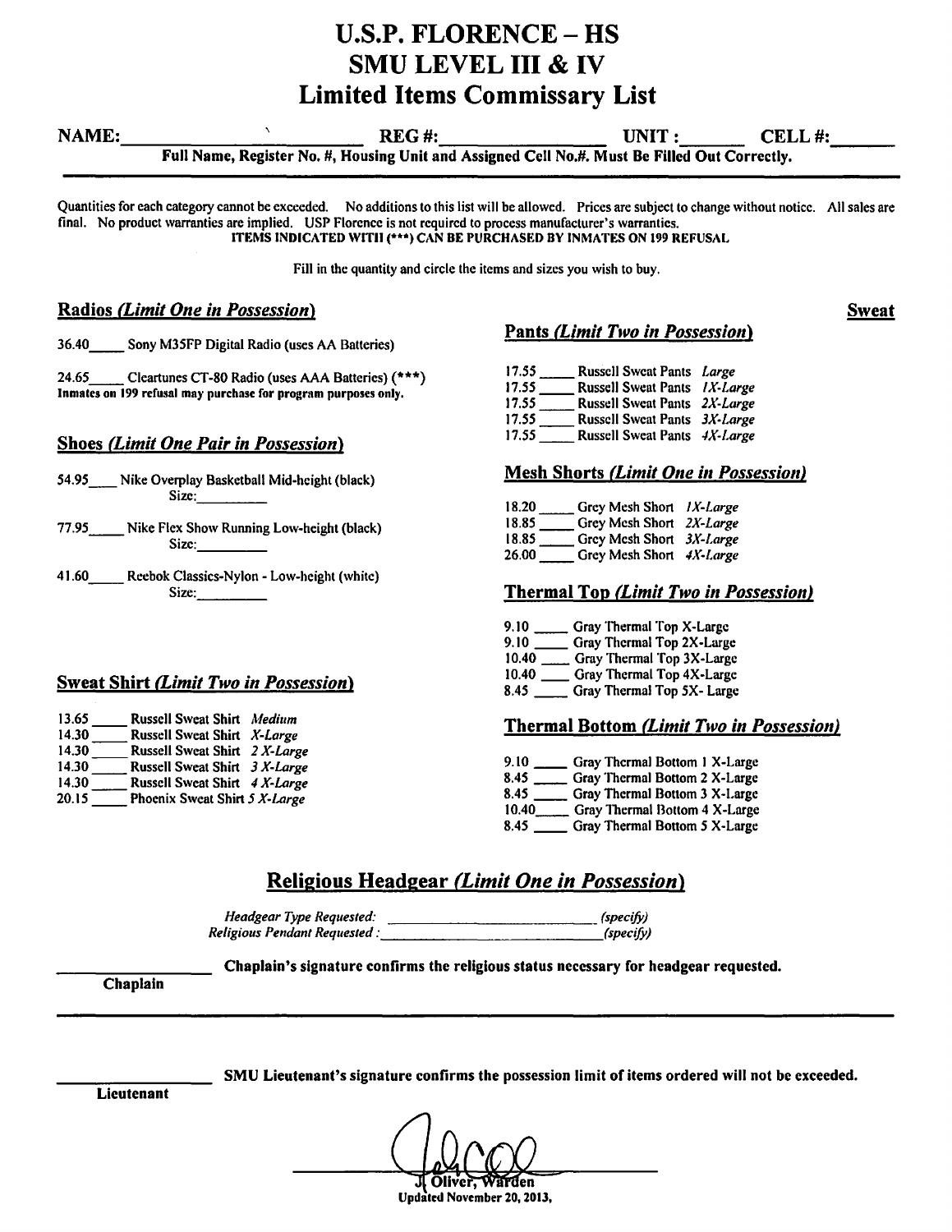# U.S.P. FLORENCE – HS
# SMU LEVEL III & IV
# Limited Items Commissary List

NAME:__________________ REG #:______________ UNIT :______ CELL #:______

**Full Name, Register No. #, Housing Unit and Assigned Cell No.#. Must Be Filled Out Correctly.**

---

Quantities for each category cannot be exceeded. No additions to this list will be allowed. Prices are subject to change without notice. All sales are final. No product warranties are implied. USP Florence is not required to process manufacturer's warranties.

**ITEMS INDICATED WITH (***) CAN BE PURCHASED BY INMATES ON 199 REFUSAL**

Fill in the quantity and circle the items and sizes you wish to buy.

## Radios *(Limit One in Possession)*

36.40____ Sony M35FP Digital Radio (uses AA Batteries)

24.65____ Cleartunes CT-80 Radio (uses AAA Batteries) (***)
**Inmates on 199 refusal may purchase for program purposes only.**

## Shoes *(Limit One Pair in Possession)*

54.95___ Nike Overplay Basketball Mid-height (black)
Size:________

77.95____ Nike Flex Show Running Low-height (black)
Size:________

41.60____ Reebok Classics-Nylon - Low-height (white)
Size:________

## Sweat Shirt *(Limit Two in Possession)*

13.65 ____ **Russell Sweat Shirt** *Medium*
14.30 ____ **Russell Sweat Shirt** *X-Large*
14.30 ____ **Russell Sweat Shirt** *2 X-Large*
14.30 ____ **Russell Sweat Shirt** *3 X-Large*
14.30 ____ **Russell Sweat Shirt** *4 X-Large*
20.15 ____ **Phoenix Sweat Shirt** *5 X-Large*

## Sweat Pants *(Limit Two in Possession)*

17.55 ____ **Russell Sweat Pants** *Large*
17.55 ____ **Russell Sweat Pants** *1X-Large*
17.55 ____ **Russell Sweat Pants** *2X-Large*
17.55 ____ **Russell Sweat Pants** *3X-Large*
17.55 ____ **Russell Sweat Pants** *4X-Large*

## Mesh Shorts *(Limit One in Possession)*

18.20 ____ Grey Mesh Short *1X-Large*
18.85 ____ Grey Mesh Short *2X-Large*
18.85 ____ Grey Mesh Short *3X-Large*
26.00 ____ Grey Mesh Short *4X-Large*

## Thermal Top *(Limit Two in Possession)*

9.10 ____ Gray Thermal Top X-Large
9.10 ____ Gray Thermal Top 2X-Large
10.40 ____ Gray Thermal Top 3X-Large
10.40 ____ Gray Thermal Top 4X-Large
8.45 ____ Gray Thermal Top 5X- Large

## Thermal Bottom *(Limit Two in Possession)*

9.10 ____ Gray Thermal Bottom 1 X-Large
8.45 ____ Gray Thermal Bottom 2 X-Large
8.45 ____ Gray Thermal Bottom 3 X-Large
10.40____ Gray Thermal Bottom 4 X-Large
8.45 ____ Gray Thermal Bottom 5 X-Large

## Religious Headgear *(Limit One in Possession)*

*Headgear Type Requested:* ________________________ *(specify)*
*Religious Pendant Requested :* ________________________ *(specify)*

______________ **Chaplain's signature confirms the religious status necessary for headgear requested.**
**Chaplain**

---

______________ **SMU Lieutenant's signature confirms the possession limit of items ordered will not be exceeded.**
**Lieutenant**

J. Oliver, Warden
**Updated November 20, 2013,**